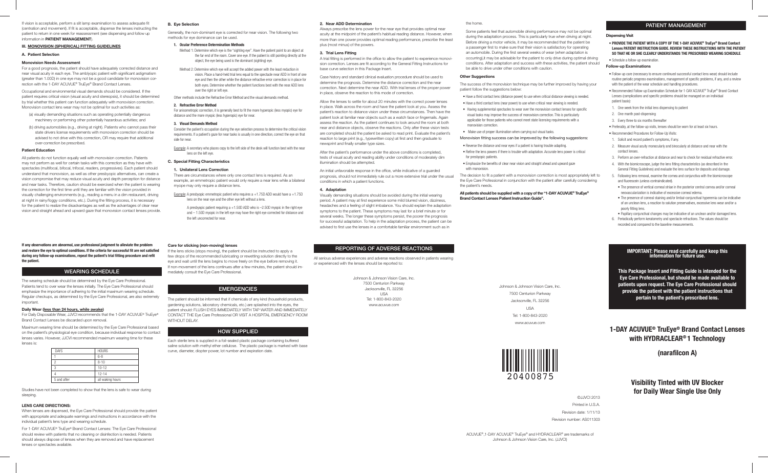If vision is acceptable, perform a slit lamp examination to assess adequate fit (centration and movement). If fit is acceptable, dispense the lenses instructing the patient to return in one week for reassessment (see dispensing and follow up information in **PATIENT MANAGEMENT**).

### III. MONOVISION (SPHERICAL) FITTING GUIDELINES

#### A. Patient Selection

**Monovision Needs Assessment**

For a good prognosis, the patient should have adequately corrected distance and near visual acuity in each eye. The amblyopic patient with significant astigmatism (greater than 1.00D) in one eye may not be a good candidate for monovision correction with the 1-DAY ACUVUE® TruEye® Brand Contact Lenses.

Occupational and environmental visual demands should be considered. If the patient requires critical vision (visual acuity and stereopsis), it should be determined by trial whether this patient can function adequately with monovision correction. Monovision contact lens wear may not be optimal for such activities as:

(a) visually demanding situations such as operating potentially dangerous machinery or performing other potentially hazardous activities; and

(b) driving automobiles (e.g., driving at night). Patients who cannot pass their state drivers license requirements with monovision correction should be advised to not drive with this correction, OR may require that additional over-correction be prescribed.

**Patient Education**

All patients do not function equally well with monovision correction. Patients may not perform as well for certain tasks with this correction as they have with spectacles (multifocal, bifocal, trifocal, readers, progressives). Each patient should understand that monovision, as well as other presbyopic alternatives, can create a vision compromise that may reduce visual acuity and depth perception for distance and near tasks. Therefore, caution should be exercised when the patient is wearing the correction for the first time until they are familiar with the vision provided in visually challenging environments (e.g., reading a menu in a dim restaurant, driving at night in rainy/foggy conditions, etc.). During the fitting process, it is necessary for the patient to realize the disadvantages as well as the advantages of clear near vision and straight ahead and upward gaze that monovision contact lenses provide.

#### B. Eye Selection

Generally, the non-dominant eye is corrected for near vision. The following two methods for eye dominance can be used.

**1. Ocular Preference Determination Methods**

Method 1: Determine which eye is the "sighting eye". Have the patient point to an object at the far end of the room. Cover one eye. If the patient is still pointing directly at the object, the eye being used is the dominant (sighting) eye.

Method 2: Determine which eye will accept the added power with the least reduction in vision. Place a hand-held trial lens equal to the spectacle near ADD in front of one eye and then the other while the distance refractive error correction is in place for both eyes. Determine whether the patient functions best with the near ADD lens over the right or left eye.

Other methods include the Refractive Error Method and the visual demands method.

**2. Refractive Error Method**

For anisometropic correction, it is generally best to fit the more hyperopic (less myopic) eye for distance and the more myopic (less hyperopic) eye for near.

**3. Visual Demands Method**

Consider the patient's occupation during the eye selection process to determine the critical vision requirements. If a patient's gaze for near tasks is usually in one direction, correct the eye on that side for near.

Example: A secretary who places copy to the left side of the desk will function best with the near lens on the left eye.

#### C. Special Fitting Characteristics

**1. Unilateral Lens Correction**

There are circumstances where only one contact lens is required. As an example, an emmetropic patient would only require a near lens while a bilateral myope may only require a distance lens.

Example: A presbyopic emmetropic patient who requires a +1.75D ADD would have a +1.75D lens on the near eye and the other eye left without a lens.

A presbyopic patient requiring a +1.50D ADD who is −2.50D myopic in the right eye and −1.50D myopic in the left eye may have the right eye corrected for distance and the left uncorrected for near.

**2. Near ADD Determination**

Always prescribe the lens power for the near eye that provides optimal near acuity at the midpoint of the patient's habitual reading distance. However, when more than one power provides optimal reading performance, prescribe the least plus (most minus) of the powers.

**3. Trial Lens Fitting**

A trial fitting is performed in the office to allow the patient to experience monovision correction. Lenses are fit according to the General Fitting Instructions for base curve selection in this Package Insert.

Case history and standard clinical evaluation procedure should be used to determine the prognosis. Determine the distance correction and the near correction. Next determine the near ADD. With trial lenses of the proper power in place, observe the reaction to this mode of correction.

Allow the lenses to settle for about 20 minutes with the correct power lenses in place. Walk across the room and have the patient look at you. Assess the patient's reaction to distance vision under these circumstances. Then have the patient look at familiar near objects such as a watch face or fingernails. Again assess the reaction. As the patient continues to look around the room at both near and distance objects, observe the reactions. Only after these vision tests are completed should the patient be asked to read print. Evaluate the patient's reaction to large print (e.g., typewritten copy) at first and then graduate to newsprint and finally smaller type sizes.

After the patient's performance under the above conditions is completed, tests of visual acuity and reading ability under conditions of moderately dim illumination should be attempted.

An initial unfavorable response in the office, while indicative of a guarded prognosis, should not immediately rule out a more extensive trial under the usual conditions in which a patient functions.

**4. Adaptation**

Visually demanding situations should be avoided during the initial wearing period. A patient may at first experience some mild blurred vision, dizziness, headaches and a feeling of slight imbalance. You should explain the adaptation symptoms to the patient. These symptoms may last for a brief minute or for several weeks. The longer these symptoms persist, the poorer the prognosis for successful adaptation. To help in the adaptation process, the patient can be advised to first use the lenses in a comfortable familiar environment such as in the home.

Some patients feel that automobile driving performance may not be optimal during the adaptation process. This is particularly true when driving at night. Before driving a motor vehicle, it may be recommended that the patient be a passenger first to make sure that their vision is satisfactory for operating an automobile. During the first several weeks of wear (when adaptation is occurring),it may be advisable for the patient to only drive during optimal driving conditions. After adaptation and success with these activities, the patient should be able to drive under other conditions with caution.

**Other Suggestions**

The success of the monovision technique may be further improved by having your patient follow the suggestions below:

- Have a third contact lens (distance power) to use when critical distance viewing is needed.
- Have a third contact lens (near power) to use when critical near viewing is needed.
- Having supplemental spectacles to wear over the monovision contact lenses for specific visual tasks may improve the success of monovision correction. This is particularly applicable for those patients who cannot meet state licensing requirements with a monovision correction.
- Make use of proper illumination when carrying out visual tasks.

Monovision fitting success can be improved by the following suggestions:

- Reverse the distance and near eyes if a patient is having trouble adapting.
- Refine the lens powers if there is trouble with adaptation. Accurate lens power is critical for presbyopic patients.
- Emphasize the benefits of clear near vision and straight ahead and upward gaze with monovision.

The decision to fit a patient with a monovision correction is most appropriately left to the Eye Care Professional in conjunction with the patient after carefully considering the patient's needs.

**All patients should be supplied with a copy of the "1-DAY ACUVUE® TruEye® Brand Contact Lenses Patient Instruction Guide".**

## PATIENT MANAGEMENT

**Dispensing Visit**

- **PROVIDE THE PATIENT WITH A COPY OF THE 1-DAY ACUVUE® TruEye® Brand Contact Lenses PATIENT INSTRUCTION GUIDE. REVIEW THESE INSTRUCTIONS WITH THE PATIENT SO THAT HE OR SHE CLEARLY UNDERSTANDS THE PRESCRIBED WEARING SCHEDULE**
- Schedule a follow-up examination.

**Follow-up Examinations**

- Follow-up care (necessary to ensure continued successful contact lens wear) should include routine periodic progress examinations, management of specific problems, if any, and a review with the patient of the wear schedule and handling procedures.
- Recommended Follow-up Examination Schedule for 1-DAY ACUVUE® TruEye® Brand Contact Lenses (complications and specific problems should be managed on an individual patient basis):

1. One week from the initial lens dispensing to patient
2. One month post-dispensing
3. Every three to six months thereafter

- Preferably, at the follow-up visits, lenses should be worn for at least six hours.
- Recommended Procedures for Follow-Up Visits:

1. Solicit and record patient's symptoms, if any.
2. Measure visual acuity monocularly and binocularly at distance and near with the contact lenses.
3. Perform an over-refraction at distance and near to check for residual refractive error.
4. With the biomicroscope, judge the lens fitting characteristics (as described in the General Fitting Guidelines) and evaluate the lens surface for deposits and damage.
5. Following lens removal, examine the cornea and conjunctiva with the biomicroscope and fluorescein (unless contraindicated).
   - The presence of vertical corneal striae in the posterior central cornea and/or corneal neovascularization is indicative of excessive corneal edema.
   - The presence of corneal staining and/or limbal-conjunctival hyperemia can be indicative of an unclean lens, a reaction to solution preservatives, excessive lens wear and/or a poorly fitting lens.
   - Papillary conjunctival changes may be indicative of an unclean and/or damaged lens.
6. Periodically perform keratometry and spectacle refractions. The values should be recorded and compared to the baseline measurements.

**If any observations are abnormal, use professional judgment to alleviate the problem and restore the eye to optimal conditions. If the criteria for successful fit are not satisfied during any follow-up examinations, repeat the patient's trial fitting procedure and refit the patient.**

## WEARING SCHEDULE

The wearing schedule should be determined by the Eye Care Professional. Patients tend to over wear the lenses initially. The Eye Care Professional should emphasize the importance of adhering to the initial maximum wearing schedule. Regular checkups, as determined by the Eye Care Professional, are also extremely important.

**Daily Wear (less than 24 hours, while awake)**

For Daily Disposable Wear, JJVCI recommends that the 1-DAY ACUVUE® TruEye® Brand Contact Lenses be discarded upon removal.

Maximum wearing time should be determined by the Eye Care Professional based on the patient's physiological eye condition, because individual response to contact lenses varies. However, JJCVI recommended maximum wearing time for these lenses is:

| DAYS | HOURS |
|---|---|
| 1 | 6-8 |
| 2 | 8-10 |
| 3 | 10-12 |
| 4 | 12-14 |
| 5 and after | all waking hours |

Studies have not been completed to show that the lens is safe to wear during sleeping.

**LENS CARE DIRECTIONS:**

When lenses are dispensed, the Eye Care Professional should provide the patient with appropriate and adequate warnings and instructions in accordance with the individual patient's lens type and wearing schedule.

For 1-DAY ACUVUE® TruEye® Brand Contact Lenses: The Eye Care Professional should review with patients that no cleaning or disinfection is needed. Patients should always dispose of lenses when they are removed and have replacement lenses or spectacles available.

**Care for sticking (non-moving) lenses**

If the lens sticks (stops moving), the patient should be instructed to apply a few drops of the recommended lubricating or rewetting solution directly to the eye and wait until the lens begins to move freely on the eye before removing it. If non-movement of the lens continues after a few minutes, the patient should immediately consult the Eye Care Professional.

## EMERGENCIES

The patient should be informed that if chemicals of any kind (household products, gardening solutions, laboratory chemicals, etc.) are splashed into the eyes, the patient should: FLUSH EYES IMMEDIATELY WITH TAP WATER AND IMMEDIATELY CONTACT THE Eye Care Professional OR VISIT A HOSPITAL EMERGENCY ROOM WITHOUT DELAY.

## HOW SUPPLIED

Each sterile lens is supplied in a foil-sealed plastic package containing buffered saline solution with methyl ether cellulose. The plastic package is marked with base curve, diameter, diopter power, lot number and expiration date.

## REPORTING OF ADVERSE REACTIONS

All serious adverse experiences and adverse reactions observed in patients wearing or experienced with the lenses should be reported to:

Johnson & Johnson Vision Care, Inc.
7500 Centurion Parkway
Jacksonville, FL 32256
USA
Tel: 1-800-843-2020
www.acuvue.com

Johnson & Johnson Vision Care, Inc.
7500 Centurion Parkway
Jacksonville, FL 32256
USA
Tel: 1-800-843-2020
www.acuvue.com

20400875

©JJVCI 2013
Printed in U.S.A.
Revision date: 1/11/13
Revision number: AS011303

ACUVUE®,1-DAY ACUVUE® TruEye® and HYDRACLEAR® are trademarks of Johnson & Johnson Vision Care, Inc. (JJVCI)

**IMPORTANT: Please read carefully and keep this information for future use.**

**This Package Insert and Fitting Guide is intended for the Eye Care Professional, but should be made available to patients upon request. The Eye Care Professional should provide the patient with the patient instructions that pertain to the patient's prescribed lens.**

# 1-DAY ACUVUE® TruEye® Brand Contact Lenses with HYDRACLEAR® 1 Technology

## (narafilcon A)

## Visibility Tinted with UV Blocker for Daily Wear Single Use Only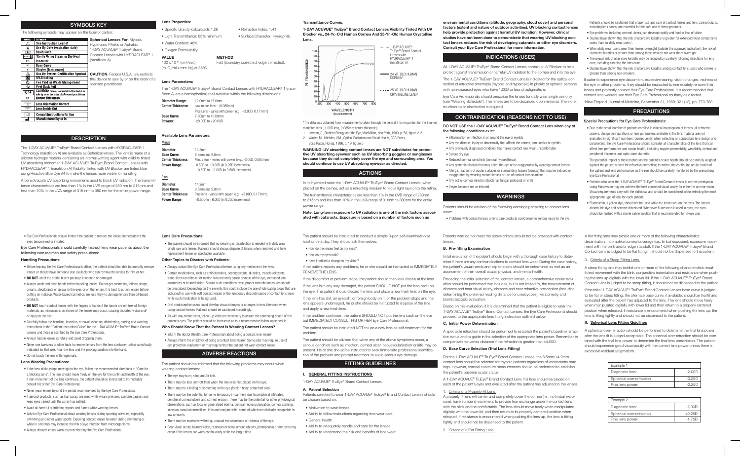## SYMBOLS KEY

The following symbols may appear on the label or carton:

| SYMBOL | DEFINITION |
|---|---|
| | See Instruction Leaflet |
| | Use By Date (expiration date) |
| LOT | Batch Code |
| STERILE | Sterile Using Steam or Dry Heat |
| DIA | Diameter |
| BC | Base Curve |
| D | Diopter (lens power) |
| | Quality System Certification Symbol |
| | UV-Blocking |
| | Fee Paid for Waste Management |
| | Peel Back Foil |
| Rx Only | CAUTION: Federal law restricts this device to sale by or on the order of a licensed practitioner |
| CT | Center Thickness |
| | Lens Orientation Correct |
| | Lens Inside Out |
| | Consult Instructions for Use |
| | Manufactured by or in |

**Spherical Lenses For**: Myopia, Hyperopia, Phakic or Aphakic 1-DAY ACUVUE® TruEye® Brand Contact Lenses with HYDRACLEAR® 1 (narafilcon A)

**CAUTION**: Federal U.S.A. law restricts this device to sale by or on the order of a licensed practitioner.

## DESCRIPTION

The 1-DAY ACUVUE® TruEye® Brand Contact Lenses with HYDRACLEAR® 1 Technology (narafilcon A) are available as Spherical lenses. The lens is made of a silicone hydrogel material containing an internal wetting agent with visibility tinted UV absorbing monomer. 1-DAY ACUVUE® TruEye® Brand Contact Lenses with HYDRACLEAR® 1 (narafilcon A) Visibility Tinted with UV Blocker are tinted blue using Reactive Blue Dye #4 to make the lenses more visible for handling.

A benzotriazole UV-absorbing monomer is used to block UV radiation. The transmittance characteristics are less than 1% in the UVB range of 280 nm to 315 nm and less than 10% in the UVA range of 316 nm to 380 nm for the entire power range.

**Lens Properties:**

- Specific Gravity (calculated): 1.06
- Refractive Index: 1.41
- Light Transmission: 85% minimum
- Surface Character: Hydrophilic
- Water Content: 46%
- Oxygen Permeability:

| VALUE | METHOD |
|---|---|
| $100 \times 10^{-11}$ (cm²/sec) (ml $O_2$/ml x mm Hg) at 35°C | Fatt (boundary corrected, edge corrected). |

**Lens Parameters:**

The 1-DAY ACUVUE® TruEye® Brand Contact Lenses with HYDRACLEAR® 1 (narafilcon A) are a hemispherical shell available within the following dimensions:

| | |
|---|---|
| **Diameter Range:** | 12.0mm to 15.0mm |
| **Center Thickness:** | Low minus lens – (0.085mm) |
| | Plus Lens - varies with power (e.g., +3.00D, 0.171mm) |
| **Base Curve:** | 7.80mm to 10.00mm |
| **Powers:** | -20.00D to +20.00D |

**Available Lens Parameters:**

Minus

| | |
|---|---|
| **Diameter**: | 14.2mm |
| **Base Curve:** | 8.5mm and 9.0mm |
| **Center Thickness**: | Minus lens - varies with power (e.g., -3.00D, 0.085mm) |
| **Power Range**: | -0.50D to -10.00D (in 0.25D increments) |
| | -10.50D to -12.00D (in 0.50D increments) |

Plus

| | |
|---|---|
| **Diameter**: | 14.2mm |
| **Base Curve:** | 8.5mm and 9.0mm |
| **Center Thickness**: | Plus lens - varies with power (e.g., +3.00D, 0.171mm) |
| **Power Range**: | +0.50D to +6.00D (in 0.25D increments) |

**Transmittance Curves**:

**1-DAY ACUVUE® TruEye® Brand Contact Lenses Visibility Tinted With UV Blocker vs., 24-Yr.-Old Human Cornea And 25-Yr.-Old Human Crystalline Lens.**

% TRANSMISSION
100 90 80 70 60 50 40 30 20 10 0
200 300 400 500 600 700 800
WAVELENGTH (NANOMETERS)
1-DAY ACUVUE® TruEye® Brand Contact Lenses with HYDRACLEAR® 1 (narafilcon A)
24 YR. OLD HUMAN CORNEA[1]
25 YR. OLD HUMAN CRYSTALLINE LENS[2]

*The data was obtained from measurements taken through the central 3-5mm portion for the thinnest marketed lens (-1.00D lens, 0.085mm center thickness).

1. Lerman, S., Radiant Energy and the Eye, MacMillan, New York, 1980, p. 58, figure 2-21
2. Waxler, M., Hitchins, V.M., Optical Radiation and Visual Health, CRC Press, Boca Raton, Florida, 1986, p. 19, figure 5

**WARNING: UV absorbing contact lenses are NOT substitutes for protective UV absorbing eyewear such as UV absorbing goggles or sunglasses because they do not completely cover the eye and surrounding area. You should continue to use UV absorbing eyewear as directed.**

## ACTIONS

In its hydrated state the 1-DAY ACUVUE® TruEye® Brand Contact Lenses, when placed on the cornea, act as a refracting medium to focus light rays onto the retina.

The transmittance characteristics are less than 1% in the UVB range of 280nm to 315nm and less than 10% in the UVA range of 316nm to 380nm for the entire power range.

**Note: Long-term exposure to UV radiation is one of the risk factors associated with cataracts. Exposure is based on a number of factors such as environmental conditions (altitude, geography, cloud cover) and personal factors (extent and nature of outdoor activities). UV blocking contact lenses help provide protection against harmful UV radiation. However, clinical studies have not been done to demonstrate that wearing UV blocking contact lenses reduces the risk of developing cataracts or other eye disorders. Consult your Eye Care Professional for more information.**

## INDICATIONS (USES)

All 1-DAY ACUVUE® TruEye® Brand Contact Lenses contain a UV Blocker to help protect against transmission of harmful UV radiation to the cornea and into the eye.

The 1-DAY ACUVUE® TruEye® Brand Contact Lens is indicated for the optical correction of refractive ametropia (myopia and hyperopia) in phakic or aphakic persons with non-diseased eyes who have 1.00D or less of astigmatism.

Eye Care Professionals should prescribe the lenses for daily wear single use only (see "Wearing Schedule"). The lenses are to be discarded upon removal. Therefore, no cleaning or disinfection is required.

## CONTRAINDICATION (REASONS NOT TO USE)

**DO NOT USE the 1-DAY ACUVUE® TruEye® Brand Contact Lens when any of the following conditions exist:**

- Inflammation or infection in or around the eye or eyelids
- Any eye disease, injury or abnormality that affects the cornea, conjunctiva or eyelids
- Any previously diagnosed condition that makes contact lens wear uncomfortable
- Severe dry eye
- Reduced corneal sensitivity (corneal hypoesthesia)
- Any systemic disease that may affect the eye or be exaggerated by wearing contact lenses
- Allergic reactions of ocular surfaces or surrounding tissues (adnexa) that may be induced or exaggerated by wearing contact lenses or use of contact lens solutions
- Any active corneal infection (bacterial, fungal, protozoal or viral)
- If eyes become red or irritated

## WARNINGS

Patients should be advised of the following warnings pertaining to contact lens wear:

- Problems with contact lenses or lens care products could result in serious injury to the eye. Patients should be cautioned that proper use and care of contact lenses and lens care products, including lens cases, are essential for the safe use of these products.
- Eye problems, including corneal ulcers, can develop rapidly and lead to loss of vision.
- Studies have shown that the risk of ulcerative keratitis is greater for extended wear contact lens users than for daily wear users[1].
- When daily wear users wear their lenses overnight (outside the approved indication), the risk of ulcerative keratitis is greater than among those who do not wear them overnight.
- The overall risk of ulcerative keratitis may be reduced by carefully following directions for lens care, including cleaning the lens case.
- Studies have shown that the risk of ulcerative keratitis among contact lens users who smoke is greater than among non-smokers.

If patients experience eye discomfort, excessive tearing, vision changes, redness of the eye or other problems, they should be instructed to immediately remove their lenses and promptly contact their Eye Care Professional. It is recommended that contact lens wearers see their Eye Care Professional routinely as directed.

[1]New England Journal of Medicine, September 21, 1989; 321 (12), pp. 773-783

## PRECAUTIONS

**Special Precautions for Eye Care Professionals:**

- Due to the small number of patients enrolled in clinical investigation of lenses, all refractive powers, design configurations or lens parameters available in the lens material are not evaluated in significant numbers. Consequently, when selecting an appropriate lens design and parameters, the Eye Care Professional should consider all characteristics of the lens that can affect lens performance and ocular health, including oxygen permeability, wettability, central and peripheral thickness and optic zone diameter.

  The potential impact of these factors on the patient's ocular health should be carefully weighed against the patient's need for refractive correction; therefore, the continuing ocular health of the patient and lens performance on the eye should be carefully monitored by the prescribing Eye Care Professional.
- Patients who wear the 1-DAY ACUVUE® TruEye® Brand Contact Lenses to correct presbyopia using Monovision may not achieve the best corrected visual acuity for either far or near vision. Visual requirements vary with the individual and should be considered when selecting the most appropriate type of lens for each patient.
- Fluorescein, a yellow dye, should not be used while the lenses are on the eyes. The lenses absorb this dye and become discolored. Whenever fluorescein is used in eyes, the eyes should be flushed with a sterile saline solution that is recommended for in-eye use.
- Eye Care Professionals should instruct the patient to remove the lenses immediately if the eyes become red or irritated.

Eye Care Professionals should carefully instruct lens wear patients about the following care regimen and safety precautions:

**Handling Precautions:**

- Before leaving the Eye Care Professional's office, the patient should be able to promptly remove lenses or should have someone else available who can remove the lenses for him or her.
- **DO NOT** use if the sterile blister package is opened or damaged.
- Always wash and rinse hands before handling lenses. Do not get cosmetics, lotions, soaps, creams, deodorants or sprays in the eyes or on the lenses. It is best to put on lenses before putting on makeup. Water-based cosmetics are less likely to damage lenses than oil-based products.
- **DO NOT** touch contact lenses with the fingers or hands if the hands are not free of foreign materials, as microscopic scratches of the lenses may occur, causing distorted vision and/ or injury to the eye.
- Carefully follow the handling, insertion, removal, cleaning, disinfecting, storing and wearing instructions in the "Patient Instruction Guide" for the 1-DAY ACUVUE® TruEye® Brand Contact Lenses and those prescribed by the Eye Care Professional.
- Always handle lenses carefully and avoid dropping them.
- Never use tweezers or other tools to remove lenses from the lens container unless specifically indicated for that use. Pour the lens and the packing solution into the hand.
- Do not touch the lens with fingernails.

**Lens Wearing Precautions:**

- If the lens sticks (stops moving) on the eye, follow the recommended directions in "Care for a Sticking Lens". The lens should move freely on the eye for the continued health of the eye. If non-movement of the lens continues, the patient should be instructed to immediately consult his or her Eye Care Professional.
- Never wear lenses beyond the period recommended by the Eye Care Professional.
- If aerosol products, such as hair spray, are used while wearing lenses, exercise caution and keep eyes closed until the spray has settled.
- Avoid all harmful or irritating vapors and fumes while wearing lenses.
- Ask the Eye Care Professional about wearing lenses during sporting activities, especially swimming and other water sports. Exposing contact lenses to water during swimming or while in a hot tub may increase the risk of eye infection from microorganisms.
- Always discard lenses worn as prescribed by the Eye Care Professional.

**Lens Care Precautions:**

- The patient should be informed that no cleaning or disinfection is needed with daily wear single use only lenses. Patients should always dispose of lenses when removed and have replacement lenses or spectacles available.

**Other Topics to Discuss with Patients:**

- Always contact the Eye Care Professional before using any medicine in the eyes.
- Certain medications, such as antihistamines, decongestants, diuretics, muscle relaxants, tranquilizers and those for motion sickness may cause dryness of the eye, increased lens awareness or blurred vision. Should such conditions exist, proper remedial measures should be prescribed. Depending on the severity, this could include the use of lubricating drops that are indicated for use with soft contact lenses or the temporary discontinuance of contact lens wear while such medication is being used.
- Oral contraceptive users could develop visual changes or changes in lens tolerance when using contact lenses. Patients should be cautioned accordingly.
- As with any contact lens, follow-up visits are necessary to assure the continuing health of the patient's eyes. The patient should be instructed as to a recommended follow-up schedule.

**Who Should Know That the Patient is Wearing Contact Lenses?**

- Inform the doctor (Health Care Professional) about being a contact lens wearer.
- Always inform the employer of being a contact lens wearer. Some jobs may require use of eye protection equipment or may require that the patient not wear contact lenses.

## ADVERSE REACTIONS

The patient should be informed that the following problems may occur when wearing contact lenses:

- The eye may burn, sting and/or itch.
- There may be less comfort than when the lens was first placed on the eye.
- There may be a feeling of something in the eye (foreign body, scratched area).
- There may be the potential for some temporary impairment due to peripheral infiltrates, peripheral corneal ulcers and corneal erosion. There may be the potential for other physiological observations, such as local or generalized edema, corneal neovascularization, corneal staining, injection, tarsal abnormalities, iritis and conjunctivitis, some of which are clinically acceptable in low amounts.
- There may be excessive watering, unusual eye secretions or redness of the eye.
- Poor visual acuity, blurred vision, rainbows or halos around objects, photophobia or dry eyes may occur if the lenses are worn continuously or for too long a time.

The patient should be instructed to conduct a simple 3-part self-examination at least once a day. They should ask themselves:

- How do the lenses feel on my eyes?
- How do my eyes look?
- Have I noticed a change in my vision?

If the patient reports any problems, he or she should be instructed to IMMEDIATELY REMOVE THE LENS.

If the discomfort or problem stops, the patient should then look closely at the lens.

If the lens is in any way damaged, the patient SHOULD NOT put the lens back on the eye. The patient should discard the lens and place a new fresh lens on the eye.

If the lens has dirt, an eyelash, or foreign body on it, or the problem stops and the lens appears undamaged, he or she should be instructed to dispose of the lens and apply a new fresh lens.

If the problem continues, the patient SHOULD NOT put the lens back on the eye but IMMEDIATELY CONSULT HIS OR HER Eye Care Professional.

The patient should be instructed NOT to use a new lens as self-treatment for the problem.

The patient should be advised that when any of the above symptoms occur, a serious condition such as infection, corneal ulcer, neovascularization or iritis may be present. He or she should be instructed to seek immediate professional identification of the problem and prompt treatment to avoid serious eye damage.

## FITTING GUIDELINES

### I. GENERAL FITTING INSTRUCTIONS

1-DAY ACUVUE® TruEye® Brand Contact Lenses

**A. Patient Selection**

Patients selected to wear 1-DAY ACUVUE® TruEye® Brand Contact Lenses should be chosen based on:

- Motivation to wear lenses
- Ability to follow instructions regarding lens wear care
- General health
- Ability to adequately handle and care for the lenses
- Ability to understand the risk and benefits of lens wear

Patients who do not meet the above criteria should not be provided with contact lenses.

**B. Pre-fitting Examination**

Initial evaluation of the patient should begin with a thorough case history to determine if there are any contraindications to contact lens wear. During the case history, the patient's visual needs and expectations should be determined as well as an assessment of their overall ocular, physical, and mental health.

Preceding the initial selection of trial contact lenses, a comprehensive ocular evaluation should be performed that includes, but is not limited to, the measurement of distance and near visual acuity, distance and near refractive prescription (including determining the preferred reading distance for presbyopes), keratometry and biomicroscopic evaluation.

Based on this evaluation, if it is determined that the patient is eligible to wear the 1-DAY ACUVUE® TruEye® Brand Contact Lenses, the Eye Care Professional should proceed to the appropriate lens fitting instruction outlined below.

**C. Initial Power Determination**

A spectacle refraction should be performed to establish the patient's baseline refractive status and to guide in the selection of the appropriate lens power. Remember to compensate for vertex distance if the refraction is greater than ±4.00D.

**D. Base Curve Selection (Trial Lens Fitting)**

For the 1-DAY ACUVUE® TruEye® Brand Contact Lenses, the 8.5mm/14.2mm contact lens should be selected for myopic patients regardless of keratometry readings. However, corneal curvature measurements should be performed to establish the patient's baseline ocular status.

A 1-DAY ACUVUE® TruEye® Brand Contact Lens trial lens should be placed on each of the patient's eyes and evaluated after the patient has adjusted to the lenses.

1. Criteria of a Properly Fit Lens

A properly fit lens will center and completely cover the cornea (i.e., no limbal exposure), have sufficient movement to provide tear exchange under the contact lens with the blink and be comfortable. The lens should move freely when manipulated digitally with the lower lid, and then return to its properly centered position when released. If resistance is encountered when pushing the lens up, the lens is fitting tightly and should not be dispensed to the patient.

2. Criteria of a Flat Fitting Lens

A flat fitting lens may exhibit one or more of the following characteristics: decentration, incomplete corneal coverage (i.e., limbal exposure), excessive movement with the blink and/or edge standoff. If the 1-DAY ACUVUE® TruEye® Brand Contact Lens is judged to be flat fitting, it should not be dispensed to the patient.

3. Criteria of a Steep Fitting Lens

A steep fitting lens may exhibit one or more of the following characteristics: insufficient movement with the blink, conjunctival indentation and resistance when pushing the lens up digitally with the lower lid. If the 1-DAY ACUVUE® TruEye® Brand Contact Lens is judged to be steep fitting, it should not be dispensed to the patient.

If the initial 1-DAY ACUVUE® TruEye® Brand Contact Lenses base curve is judged to be flat or steep fitting, the alternate base curve, if available, should be trial fit and evaluated after the patient has adjusted to the lens. The lens should move freely when manipulated digitally with lower lid and then return to a properly centered position when released. If resistance is encountered when pushing the lens up, the lens is fitting tightly and should not be dispensed to the patient.

**II. Spherical Lens Fitting Guidelines**

A spherical over-refraction should be performed to determine the final lens power after the lens fit is judged acceptable. The spherical over-refraction should be combined with the trial lens power to determine the final lens prescription. The patient should experience good visual acuity with the correct lens power unless there is excessive residual astigmatism.

| Example 1 | |
|---|---|
| Diagnostic lens: | -2.00D |
| Spherical over-refraction | -0.25D |
| Final lens power: | -2.25D |

| Example 2 | |
|---|---|
| Diagnostic lens: | -2.00D |
| Spherical over-refraction | +0.25D |
| Final lens power: | -1.75D |